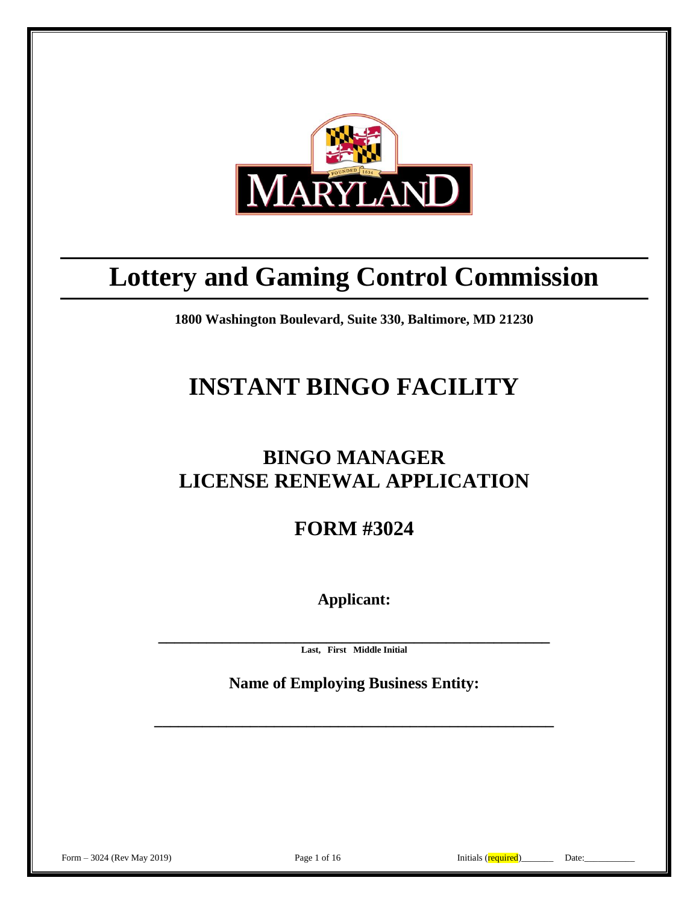# Lottery and Gaming Control Commission

**1800 Washington Boulevard, Suite 330, Baltimore, MD 21230**

# INSTANT BINGO FACILITY

## BINGO MANAGER
## LICENSE RENEWAL APPLICATION

## FORM #3024

**Applicant:**

**______________________________________________**
**Last, First Middle Initial**

**Name of Employing Business Entity:**

**______________________________________________**

Form – 3024 (Rev May 2019) Initials (required)_______ Date:___________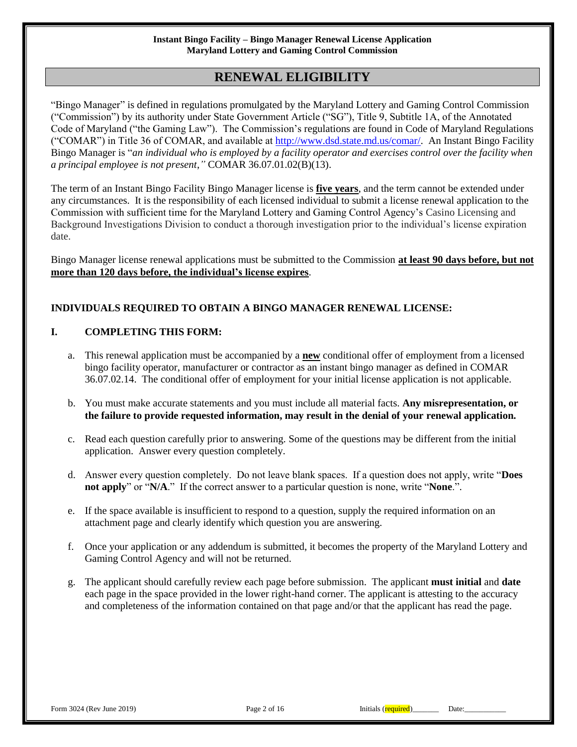## RENEWAL ELIGIBILITY

"Bingo Manager" is defined in regulations promulgated by the Maryland Lottery and Gaming Control Commission ("Commission") by its authority under State Government Article ("SG"), Title 9, Subtitle 1A, of the Annotated Code of Maryland ("the Gaming Law"). The Commission's regulations are found in Code of Maryland Regulations ("COMAR") in Title 36 of COMAR, and available at http://www.dsd.state.md.us/comar/. An Instant Bingo Facility Bingo Manager is "*an individual who is employed by a facility operator and exercises control over the facility when a principal employee is not present,"* COMAR 36.07.01.02(B)(13).

The term of an Instant Bingo Facility Bingo Manager license is **five years**, and the term cannot be extended under any circumstances. It is the responsibility of each licensed individual to submit a license renewal application to the Commission with sufficient time for the Maryland Lottery and Gaming Control Agency's Casino Licensing and Background Investigations Division to conduct a thorough investigation prior to the individual's license expiration date.

Bingo Manager license renewal applications must be submitted to the Commission **at least 90 days before, but not more than 120 days before, the individual's license expires**.

### INDIVIDUALS REQUIRED TO OBTAIN A BINGO MANAGER RENEWAL LICENSE:

### I. COMPLETING THIS FORM:

a. This renewal application must be accompanied by a **new** conditional offer of employment from a licensed bingo facility operator, manufacturer or contractor as an instant bingo manager as defined in COMAR 36.07.02.14. The conditional offer of employment for your initial license application is not applicable.

b. You must make accurate statements and you must include all material facts. **Any misrepresentation, or the failure to provide requested information, may result in the denial of your renewal application.**

c. Read each question carefully prior to answering. Some of the questions may be different from the initial application. Answer every question completely.

d. Answer every question completely. Do not leave blank spaces. If a question does not apply, write "**Does not apply**" or "**N/A**." If the correct answer to a particular question is none, write "**None**.".

e. If the space available is insufficient to respond to a question, supply the required information on an attachment page and clearly identify which question you are answering.

f. Once your application or any addendum is submitted, it becomes the property of the Maryland Lottery and Gaming Control Agency and will not be returned.

g. The applicant should carefully review each page before submission. The applicant **must initial** and **date** each page in the space provided in the lower right-hand corner. The applicant is attesting to the accuracy and completeness of the information contained on that page and/or that the applicant has read the page.

Initials (required)_______ Date:___________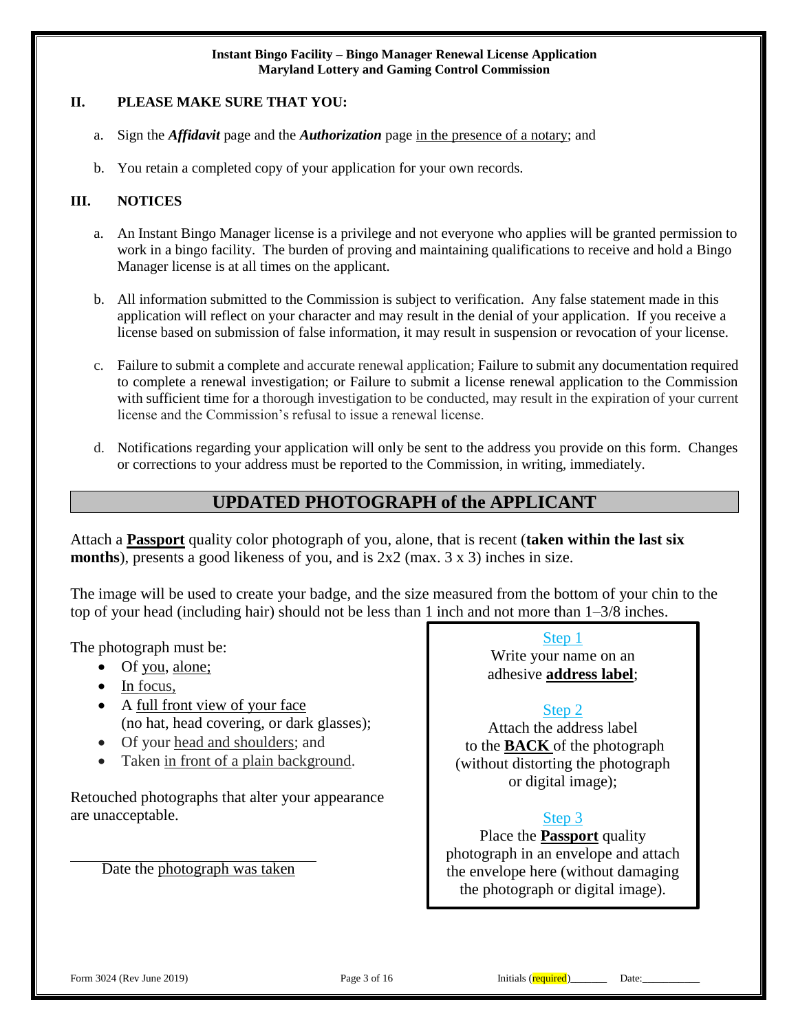## II. PLEASE MAKE SURE THAT YOU:

a. Sign the ***Affidavit*** page and the ***Authorization*** page in the presence of a notary; and

b. You retain a completed copy of your application for your own records.

## III. NOTICES

a. An Instant Bingo Manager license is a privilege and not everyone who applies will be granted permission to work in a bingo facility. The burden of proving and maintaining qualifications to receive and hold a Bingo Manager license is at all times on the applicant.

b. All information submitted to the Commission is subject to verification. Any false statement made in this application will reflect on your character and may result in the denial of your application. If you receive a license based on submission of false information, it may result in suspension or revocation of your license.

c. Failure to submit a complete and accurate renewal application; Failure to submit any documentation required to complete a renewal investigation; or Failure to submit a license renewal application to the Commission with sufficient time for a thorough investigation to be conducted, may result in the expiration of your current license and the Commission's refusal to issue a renewal license.

d. Notifications regarding your application will only be sent to the address you provide on this form. Changes or corrections to your address must be reported to the Commission, in writing, immediately.

## UPDATED PHOTOGRAPH of the APPLICANT

Attach a **Passport** quality color photograph of you, alone, that is recent (**taken within the last six months**), presents a good likeness of you, and is 2x2 (max. 3 x 3) inches in size.

The image will be used to create your badge, and the size measured from the bottom of your chin to the top of your head (including hair) should not be less than 1 inch and not more than 1–3/8 inches.

The photograph must be:

- Of you, alone;
- In focus,
- A full front view of your face (no hat, head covering, or dark glasses);
- Of your head and shoulders; and
- Taken in front of a plain background.

Retouched photographs that alter your appearance are unacceptable.

\_\_\_\_\_\_\_\_\_\_\_\_\_\_\_\_\_\_\_\_\_\_\_\_\_\_\_\_\_\_

Date the photograph was taken

Step 1
Write your name on an adhesive **address label**;

Step 2
Attach the address label to the **BACK** of the photograph (without distorting the photograph or digital image);

Step 3
Place the **Passport** quality photograph in an envelope and attach the envelope here (without damaging the photograph or digital image).

Form 3024 (Rev June 2019) Initials (required)\_\_\_\_\_\_\_ Date:\_\_\_\_\_\_\_\_\_\_\_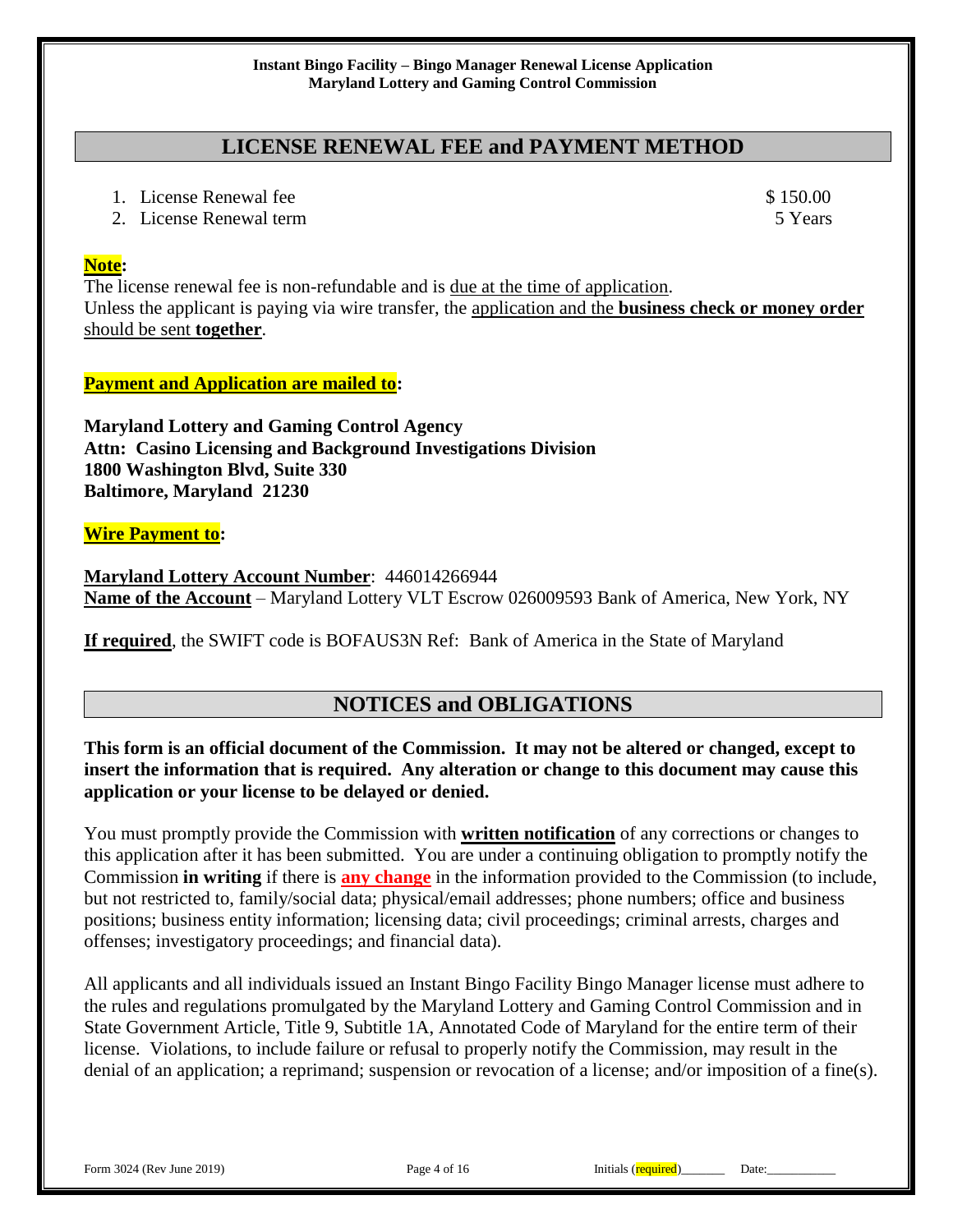## LICENSE RENEWAL FEE and PAYMENT METHOD

1. License Renewal fee $ 150.00
2. License Renewal term 5 Years

**Note:**

The license renewal fee is non-refundable and is due at the time of application.
Unless the applicant is paying via wire transfer, the application and the **business check or money order** should be sent **together**.

**Payment and Application are mailed to:**

**Maryland Lottery and Gaming Control Agency**
**Attn: Casino Licensing and Background Investigations Division**
**1800 Washington Blvd, Suite 330**
**Baltimore, Maryland 21230**

**Wire Payment to:**

**Maryland Lottery Account Number**: 446014266944
**Name of the Account** – Maryland Lottery VLT Escrow 026009593 Bank of America, New York, NY

**If required**, the SWIFT code is BOFAUS3N Ref: Bank of America in the State of Maryland

## NOTICES and OBLIGATIONS

**This form is an official document of the Commission. It may not be altered or changed, except to insert the information that is required. Any alteration or change to this document may cause this application or your license to be delayed or denied.**

You must promptly provide the Commission with **written notification** of any corrections or changes to this application after it has been submitted. You are under a continuing obligation to promptly notify the Commission **in writing** if there is **any change** in the information provided to the Commission (to include, but not restricted to, family/social data; physical/email addresses; phone numbers; office and business positions; business entity information; licensing data; civil proceedings; criminal arrests, charges and offenses; investigatory proceedings; and financial data).

All applicants and all individuals issued an Instant Bingo Facility Bingo Manager license must adhere to the rules and regulations promulgated by the Maryland Lottery and Gaming Control Commission and in State Government Article, Title 9, Subtitle 1A, Annotated Code of Maryland for the entire term of their license. Violations, to include failure or refusal to properly notify the Commission, may result in the denial of an application; a reprimand; suspension or revocation of a license; and/or imposition of a fine(s).

Initials (required)_______ Date:___________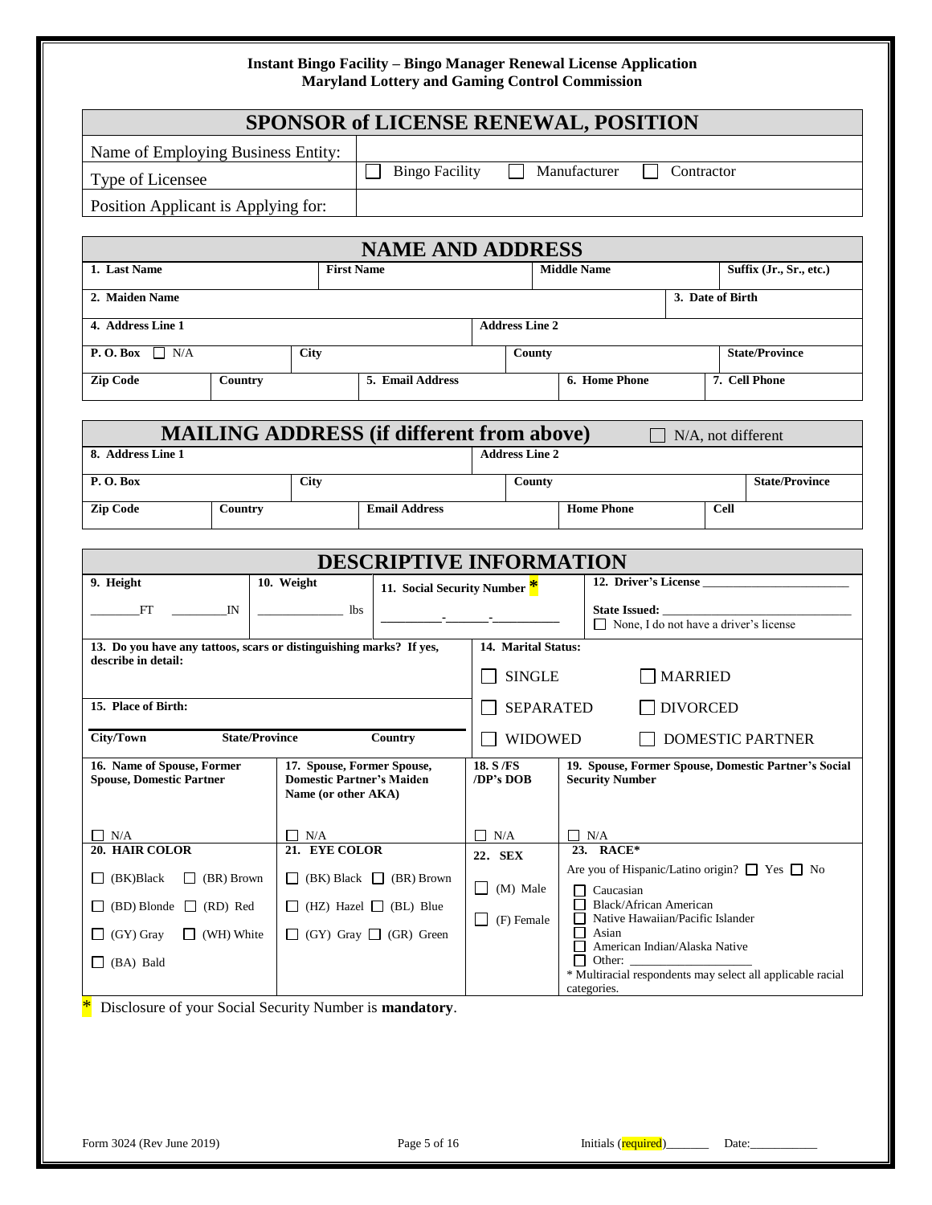**Instant Bingo Facility – Bingo Manager Renewal License Application**
**Maryland Lottery and Gaming Control Commission**

## SPONSOR of LICENSE RENEWAL, POSITION

| | |
|---|---|
| Name of Employing Business Entity: | |
| Type of Licensee | ☐ Bingo Facility ☐ Manufacturer ☐ Contractor |
| Position Applicant is Applying for: | |

## NAME AND ADDRESS

| | | | |
|---|---|---|---|
| **1. Last Name** | **First Name** | **Middle Name** | **Suffix (Jr., Sr., etc.)** |
| **2. Maiden Name** | | | **3. Date of Birth** |
| **4. Address Line 1** | | **Address Line 2** | |
| **P. O. Box** ☐ N/A | **City** | **County** | **State/Province** |
| **Zip Code** | **Country** | **5. Email Address** | **6. Home Phone** / **7. Cell Phone** |

## MAILING ADDRESS (if different from above)

☐ N/A, not different

| | | | |
|---|---|---|---|
| **8. Address Line 1** | | **Address Line 2** | |
| **P. O. Box** | **City** | **County** | **State/Province** |
| **Zip Code** | **Country** | **Email Address** | **Home Phone** / **Cell** |

## DESCRIPTIVE INFORMATION

**9. Height** ________FT ________IN

**10. Weight** ____________ lbs

**11. Social Security Number** * ________-______-________

**12. Driver's License** ______________________

**State Issued:** ______________________

☐ None, I do not have a driver's license

**13. Do you have any tattoos, scars or distinguishing marks? If yes, describe in detail:**

**14. Marital Status:**

☐ SINGLE ☐ MARRIED

☐ SEPARATED ☐ DIVORCED

☐ WIDOWED ☐ DOMESTIC PARTNER

**15. Place of Birth:**

**City/Town** **State/Province** **Country**

| **16. Name of Spouse, Former Spouse, Domestic Partner** | **17. Spouse, Former Spouse, Domestic Partner's Maiden Name (or other AKA)** | **18. S /FS /DP's DOB** | **19. Spouse, Former Spouse, Domestic Partner's Social Security Number** |
|---|---|---|---|
| ☐ N/A | ☐ N/A | ☐ N/A | ☐ N/A |

**20. HAIR COLOR**

☐ (BK)Black ☐ (BR) Brown
☐ (BD) Blonde ☐ (RD) Red
☐ (GY) Gray ☐ (WH) White
☐ (BA) Bald

**21. EYE COLOR**

☐ (BK) Black ☐ (BR) Brown
☐ (HZ) Hazel ☐ (BL) Blue
☐ (GY) Gray ☐ (GR) Green

**22. SEX**

☐ (M) Male
☐ (F) Female

**23. RACE***

Are you of Hispanic/Latino origin? ☐ Yes ☐ No

☐ Caucasian
☐ Black/African American
☐ Native Hawaiian/Pacific Islander
☐ Asian
☐ American Indian/Alaska Native
☐ Other: ____________________

* Multiracial respondents may select all applicable racial categories.

* Disclosure of your Social Security Number is **mandatory**.

Form 3024 (Rev June 2019) Initials (required)_______ Date:___________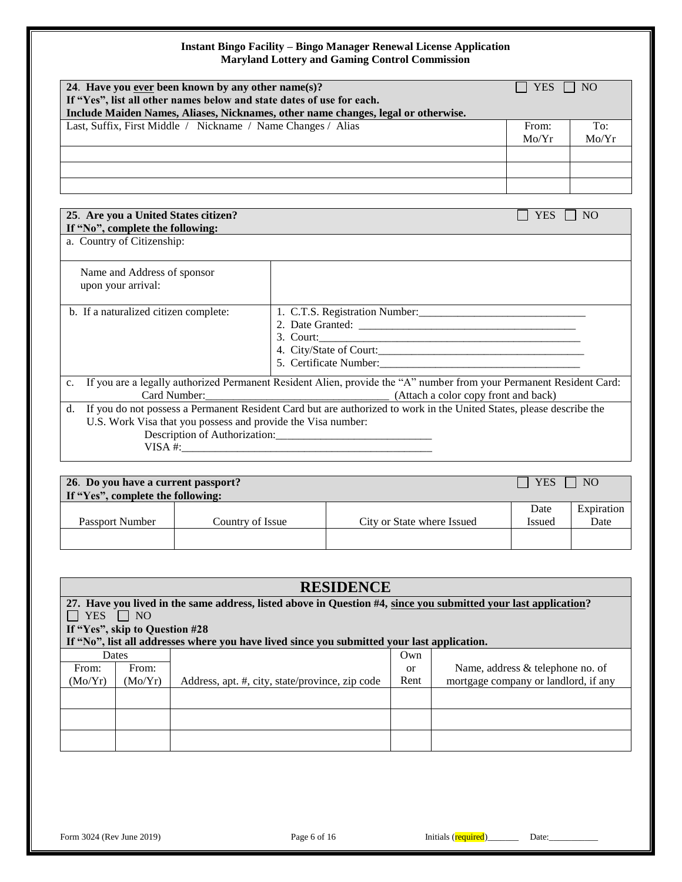**Instant Bingo Facility – Bingo Manager Renewal License Application**
**Maryland Lottery and Gaming Control Commission**

| **24. Have you ever been known by any other name(s)?** **If "Yes", list all other names below and state dates of use for each.** **Include Maiden Names, Aliases, Nicknames, other name changes, legal or otherwise.** | ☐ YES | ☐ NO |
|---|---|---|
| Last, Suffix, First Middle / Nickname / Name Changes / Alias | From: Mo/Yr | To: Mo/Yr |
| | | |
| | | |
| | | |

| **25. Are you a United States citizen?** **If "No", complete the following:** | ☐ YES ☐ NO |
|---|---|
| a. Country of Citizenship: | |
| Name and Address of sponsor upon your arrival: | |
| b. If a naturalized citizen complete: | 1. C.T.S. Registration Number:\_\_\_\_\_\_\_\_\_\_ 2. Date Granted: \_\_\_\_\_\_\_\_\_\_ 3. Court:\_\_\_\_\_\_\_\_\_\_ 4. City/State of Court:\_\_\_\_\_\_\_\_\_\_ 5. Certificate Number:\_\_\_\_\_\_\_\_\_\_ |
| c. If you are a legally authorized Permanent Resident Alien, provide the "A" number from your Permanent Resident Card: Card Number:\_\_\_\_\_\_\_\_\_\_ (Attach a color copy front and back) | |
| d. If you do not possess a Permanent Resident Card but are authorized to work in the United States, please describe the U.S. Work Visa that you possess and provide the Visa number: Description of Authorization:\_\_\_\_\_\_\_\_\_\_ VISA #:\_\_\_\_\_\_\_\_\_\_ | |

| **26. Do you have a current passport?** **If "Yes", complete the following:** | | | ☐ YES | ☐ NO |
|---|---|---|---|---|
| Passport Number | Country of Issue | City or State where Issued | Date Issued | Expiration Date |
| | | | | |

## RESIDENCE

**27. Have you lived in the same address, listed above in Question #4, since you submitted your last application?**
☐ YES ☐ NO
**If "Yes", skip to Question #28**
**If "No", list all addresses where you have lived since you submitted your last application.**

| Dates From: (Mo/Yr) | From: (Mo/Yr) | Address, apt. #, city, state/province, zip code | Own or Rent | Name, address & telephone no. of mortgage company or landlord, if any |
|---|---|---|---|---|
| | | | | |
| | | | | |
| | | | | |

Form 3024 (Rev June 2019) Initials (required)\_\_\_\_\_\_\_ Date:\_\_\_\_\_\_\_\_\_\_\_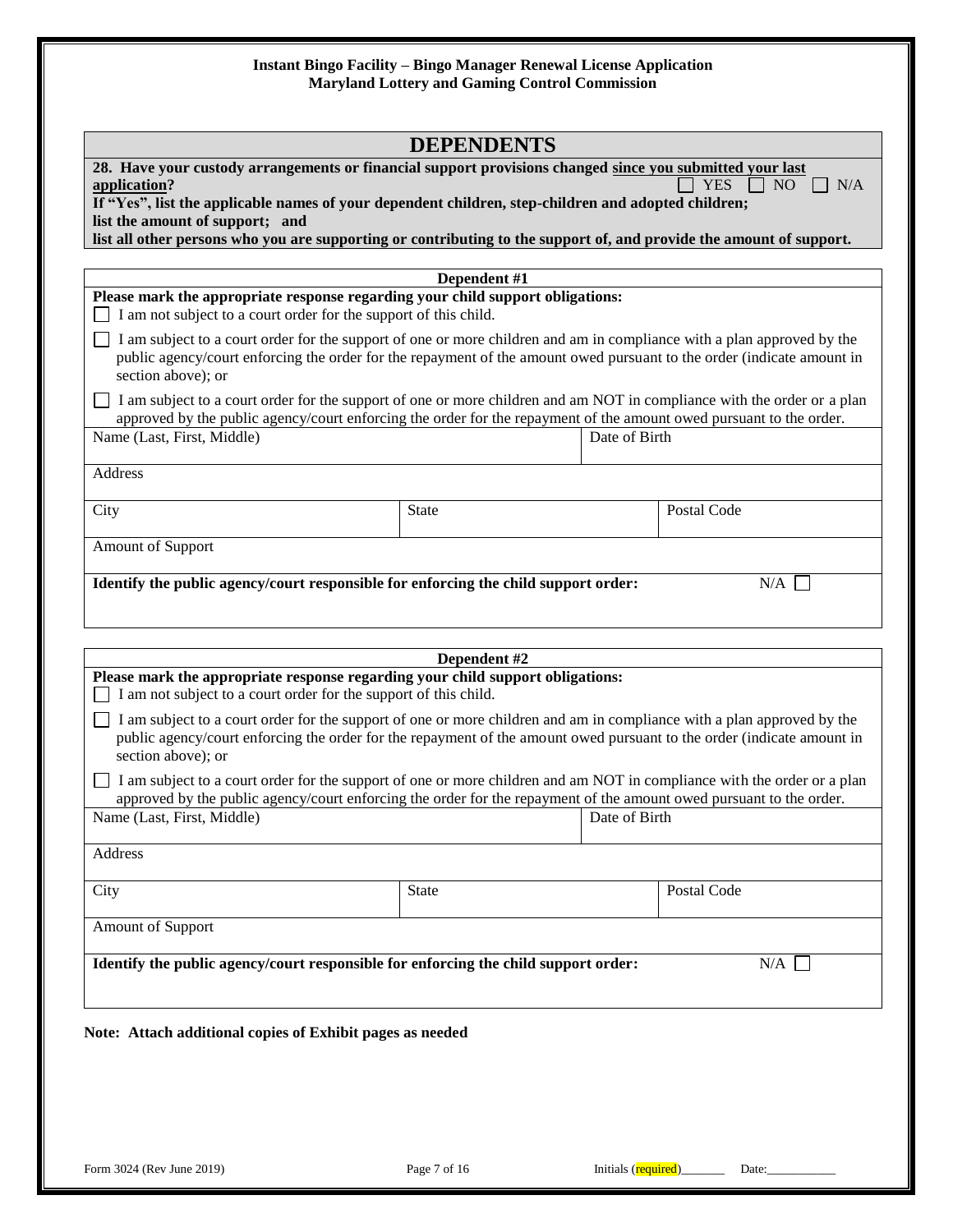**Instant Bingo Facility – Bingo Manager Renewal License Application**
**Maryland Lottery and Gaming Control Commission**

## DEPENDENTS

**28. Have your custody arrangements or financial support provisions changed since you submitted your last application?** ☐ YES ☐ NO ☐ N/A

**If "Yes", list the applicable names of your dependent children, step-children and adopted children; list the amount of support; and list all other persons who you are supporting or contributing to the support of, and provide the amount of support.**

### Dependent #1

**Please mark the appropriate response regarding your child support obligations:**

☐ I am not subject to a court order for the support of this child.

☐ I am subject to a court order for the support of one or more children and am in compliance with a plan approved by the public agency/court enforcing the order for the repayment of the amount owed pursuant to the order (indicate amount in section above); or

☐ I am subject to a court order for the support of one or more children and am NOT in compliance with the order or a plan approved by the public agency/court enforcing the order for the repayment of the amount owed pursuant to the order.

| Name (Last, First, Middle) | | Date of Birth |
|---|---|---|
| Address | | |
| City | State | Postal Code |
| Amount of Support | | |

**Identify the public agency/court responsible for enforcing the child support order:** N/A ☐

### Dependent #2

**Please mark the appropriate response regarding your child support obligations:**

☐ I am not subject to a court order for the support of this child.

☐ I am subject to a court order for the support of one or more children and am in compliance with a plan approved by the public agency/court enforcing the order for the repayment of the amount owed pursuant to the order (indicate amount in section above); or

☐ I am subject to a court order for the support of one or more children and am NOT in compliance with the order or a plan approved by the public agency/court enforcing the order for the repayment of the amount owed pursuant to the order.

| Name (Last, First, Middle) | | Date of Birth |
|---|---|---|
| Address | | |
| City | State | Postal Code |
| Amount of Support | | |

**Identify the public agency/court responsible for enforcing the child support order:** N/A ☐

**Note: Attach additional copies of Exhibit pages as needed**

Initials (required)_______ Date:___________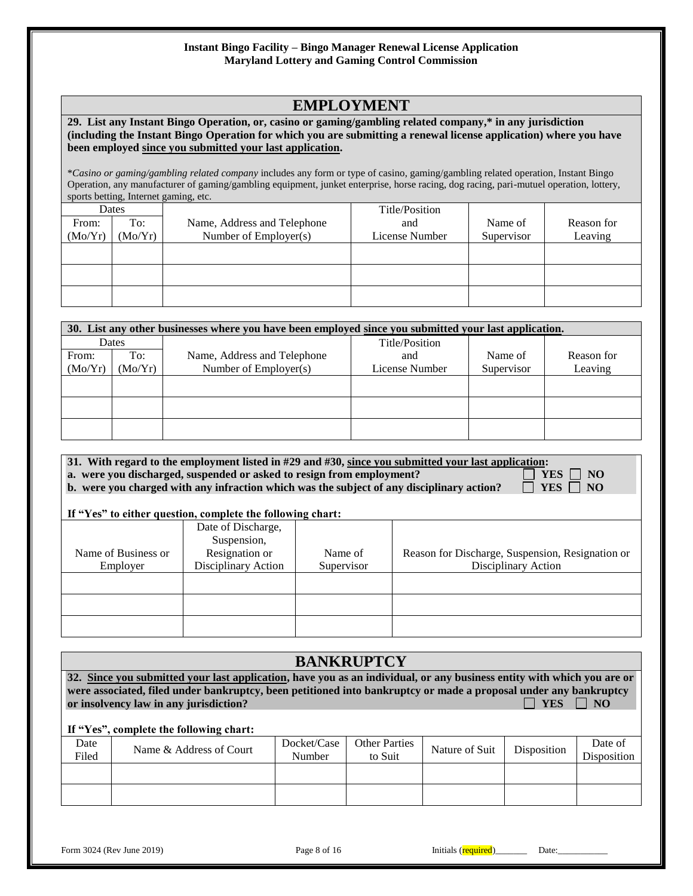## EMPLOYMENT

**29. List any Instant Bingo Operation, or, casino or gaming/gambling related company,* in any jurisdiction (including the Instant Bingo Operation for which you are submitting a renewal license application) where you have been employed since you submitted your last application.**

**Casino or gaming/gambling related company* includes any form or type of casino, gaming/gambling related operation, Instant Bingo Operation, any manufacturer of gaming/gambling equipment, junket enterprise, horse racing, dog racing, pari-mutuel operation, lottery, sports betting, Internet gaming, etc.

| Dates | | Name, Address and Telephone Number of Employer(s) | Title/Position and License Number | Name of Supervisor | Reason for Leaving |
|---|---|---|---|---|---|
| From: (Mo/Yr) | To: (Mo/Yr) | | | | |
| | | | | | |
| | | | | | |
| | | | | | |

**30. List any other businesses where you have been employed since you submitted your last application.**

| Dates | | Name, Address and Telephone Number of Employer(s) | Title/Position and License Number | Name of Supervisor | Reason for Leaving |
|---|---|---|---|---|---|
| From: (Mo/Yr) | To: (Mo/Yr) | | | | |
| | | | | | |
| | | | | | |
| | | | | | |

**31. With regard to the employment listed in #29 and #30, since you submitted your last application:**

**a. were you discharged, suspended or asked to resign from employment?** ☐ **YES** ☐ **NO**

**b. were you charged with any infraction which was the subject of any disciplinary action?** ☐ **YES** ☐ **NO**

**If "Yes" to either question, complete the following chart:**

| Name of Business or Employer | Date of Discharge, Suspension, Resignation or Disciplinary Action | Name of Supervisor | Reason for Discharge, Suspension, Resignation or Disciplinary Action |
|---|---|---|---|
| | | | |
| | | | |
| | | | |

## BANKRUPTCY

**32. Since you submitted your last application, have you as an individual, or any business entity with which you are or were associated, filed under bankruptcy, been petitioned into bankruptcy or made a proposal under any bankruptcy or insolvency law in any jurisdiction?** ☐ **YES** ☐ **NO**

**If "Yes", complete the following chart:**

| Date Filed | Name & Address of Court | Docket/Case Number | Other Parties to Suit | Nature of Suit | Disposition | Date of Disposition |
|---|---|---|---|---|---|---|
| | | | | | | |
| | | | | | | |

Initials (required)_______ Date:___________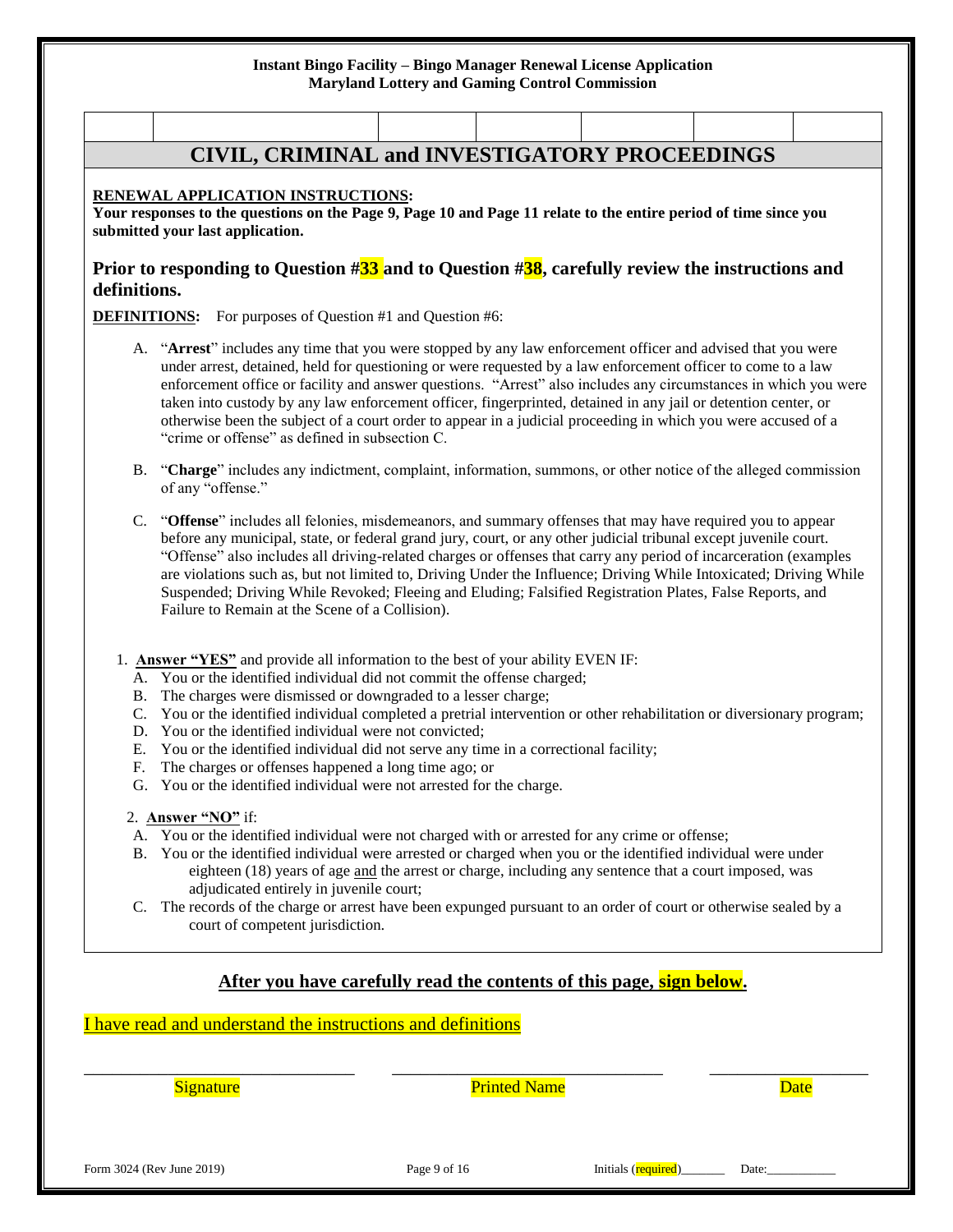# CIVIL, CRIMINAL and INVESTIGATORY PROCEEDINGS

**RENEWAL APPLICATION INSTRUCTIONS:**

**Your responses to the questions on the Page 9, Page 10 and Page 11 relate to the entire period of time since you submitted your last application.**

## Prior to responding to Question #33 and to Question #38, carefully review the instructions and definitions.

**DEFINITIONS:** For purposes of Question #1 and Question #6:

A. "**Arrest**" includes any time that you were stopped by any law enforcement officer and advised that you were under arrest, detained, held for questioning or were requested by a law enforcement officer to come to a law enforcement office or facility and answer questions. "Arrest" also includes any circumstances in which you were taken into custody by any law enforcement officer, fingerprinted, detained in any jail or detention center, or otherwise been the subject of a court order to appear in a judicial proceeding in which you were accused of a "crime or offense" as defined in subsection C.

B. "**Charge**" includes any indictment, complaint, information, summons, or other notice of the alleged commission of any "offense."

C. "**Offense**" includes all felonies, misdemeanors, and summary offenses that may have required you to appear before any municipal, state, or federal grand jury, court, or any other judicial tribunal except juvenile court. "Offense" also includes all driving-related charges or offenses that carry any period of incarceration (examples are violations such as, but not limited to, Driving Under the Influence; Driving While Intoxicated; Driving While Suspended; Driving While Revoked; Fleeing and Eluding; Falsified Registration Plates, False Reports, and Failure to Remain at the Scene of a Collision).

1. **Answer "YES"** and provide all information to the best of your ability EVEN IF:
   - A. You or the identified individual did not commit the offense charged;
   - B. The charges were dismissed or downgraded to a lesser charge;
   - C. You or the identified individual completed a pretrial intervention or other rehabilitation or diversionary program;
   - D. You or the identified individual were not convicted;
   - E. You or the identified individual did not serve any time in a correctional facility;
   - F. The charges or offenses happened a long time ago; or
   - G. You or the identified individual were not arrested for the charge.

2. **Answer "NO"** if:
   - A. You or the identified individual were not charged with or arrested for any crime or offense;
   - B. You or the identified individual were arrested or charged when you or the identified individual were under eighteen (18) years of age and the arrest or charge, including any sentence that a court imposed, was adjudicated entirely in juvenile court;
   - C. The records of the charge or arrest have been expunged pursuant to an order of court or otherwise sealed by a court of competent jurisdiction.

**After you have carefully read the contents of this page, sign below.**

I have read and understand the instructions and definitions

| \_\_\_\_\_\_\_\_\_\_\_\_\_\_\_\_\_\_\_\_ | \_\_\_\_\_\_\_\_\_\_\_\_\_\_\_\_\_\_\_\_ | \_\_\_\_\_\_\_\_\_\_\_\_ |
|---|---|---|
| Signature | Printed Name | Date |

Initials (required)\_\_\_\_\_\_\_ Date:\_\_\_\_\_\_\_\_\_\_\_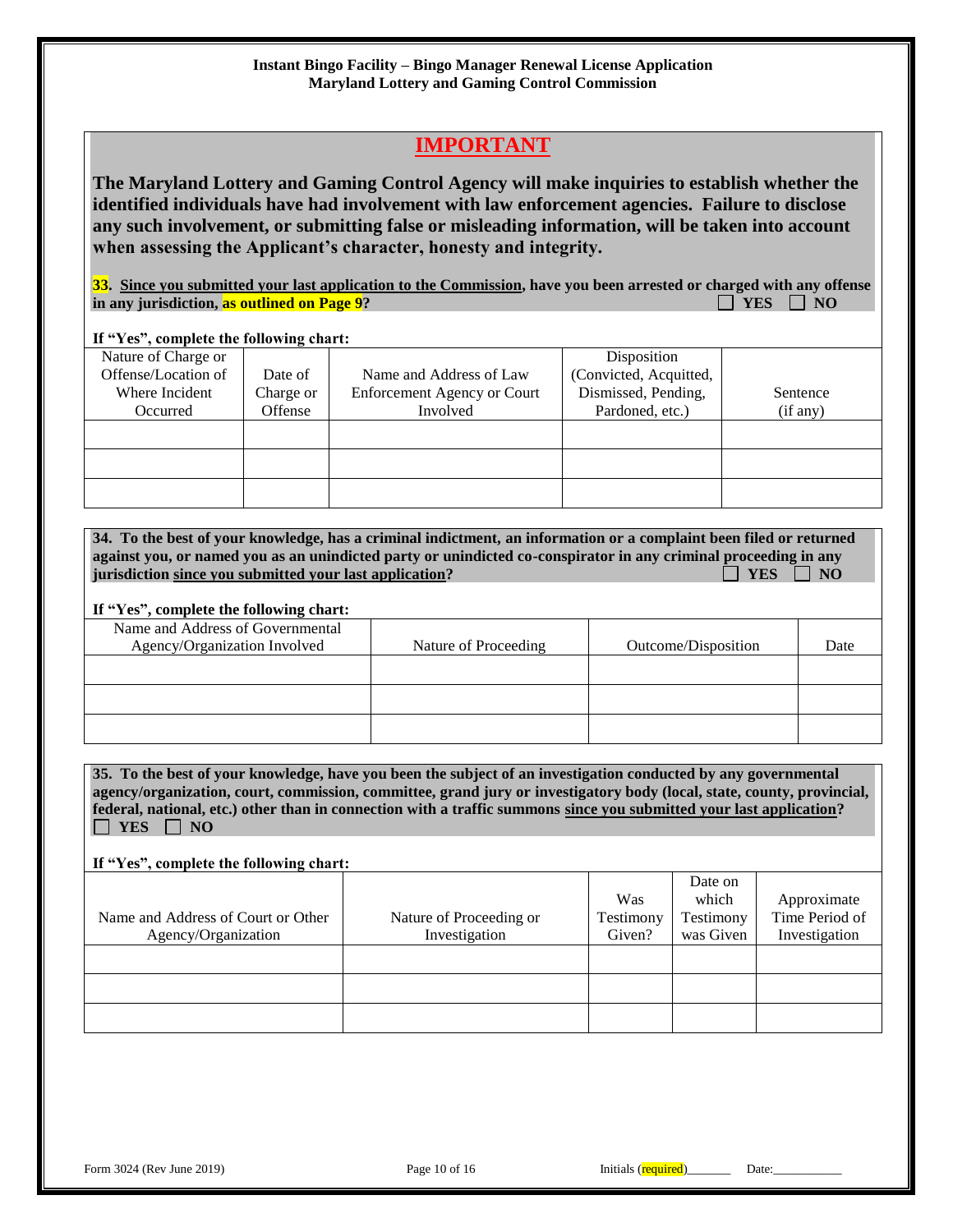## IMPORTANT

**The Maryland Lottery and Gaming Control Agency will make inquiries to establish whether the identified individuals have had involvement with law enforcement agencies. Failure to disclose any such involvement, or submitting false or misleading information, will be taken into account when assessing the Applicant's character, honesty and integrity.**

**33. Since you submitted your last application to the Commission, have you been arrested or charged with any offense in any jurisdiction, as outlined on Page 9?** ☐ YES ☐ NO

**If "Yes", complete the following chart:**

| Nature of Charge or Offense/Location of Where Incident Occurred | Date of Charge or Offense | Name and Address of Law Enforcement Agency or Court Involved | Disposition (Convicted, Acquitted, Dismissed, Pending, Pardoned, etc.) | Sentence (if any) |
|---|---|---|---|---|
| | | | | |
| | | | | |
| | | | | |

**34. To the best of your knowledge, has a criminal indictment, an information or a complaint been filed or returned against you, or named you as an unindicted party or unindicted co-conspirator in any criminal proceeding in any jurisdiction since you submitted your last application?** ☐ YES ☐ NO

**If "Yes", complete the following chart:**

| Name and Address of Governmental Agency/Organization Involved | Nature of Proceeding | Outcome/Disposition | Date |
|---|---|---|---|
| | | | |
| | | | |
| | | | |

**35. To the best of your knowledge, have you been the subject of an investigation conducted by any governmental agency/organization, court, commission, committee, grand jury or investigatory body (local, state, county, provincial, federal, national, etc.) other than in connection with a traffic summons since you submitted your last application?**
☐ YES ☐ NO

**If "Yes", complete the following chart:**

| Name and Address of Court or Other Agency/Organization | Nature of Proceeding or Investigation | Was Testimony Given? | Date on which Testimony was Given | Approximate Time Period of Investigation |
|---|---|---|---|---|
| | | | | |
| | | | | |
| | | | | |

Form 3024 (Rev June 2019) Initials (required)_______ Date:___________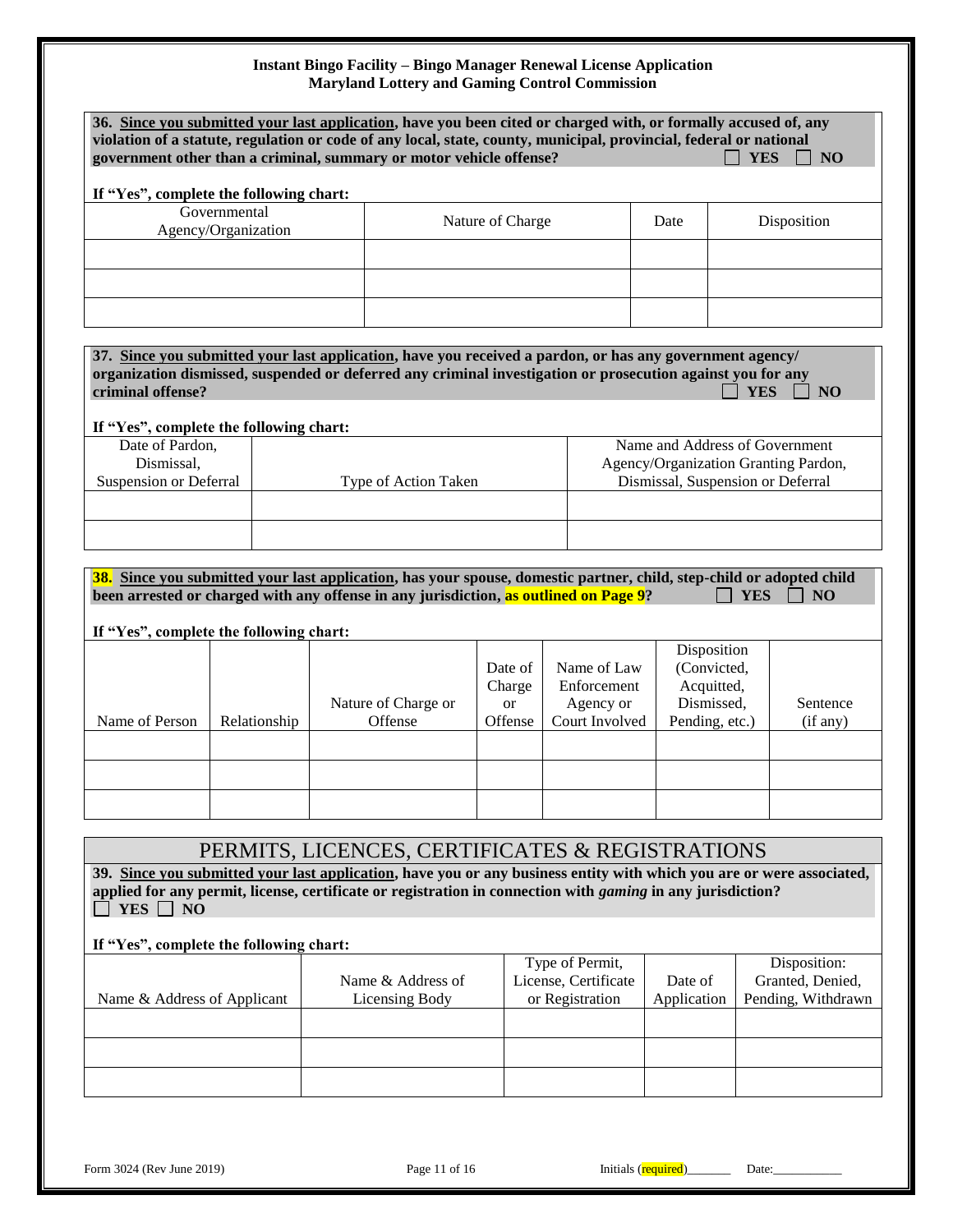**36. Since you submitted your last application, have you been cited or charged with, or formally accused of, any violation of a statute, regulation or code of any local, state, county, municipal, provincial, federal or national government other than a criminal, summary or motor vehicle offense?** ☐ **YES** ☐ **NO**

**If "Yes", complete the following chart:**

| Governmental Agency/Organization | Nature of Charge | Date | Disposition |
|---|---|---|---|
| | | | |
| | | | |
| | | | |

**37. Since you submitted your last application, have you received a pardon, or has any government agency/ organization dismissed, suspended or deferred any criminal investigation or prosecution against you for any criminal offense?** ☐ **YES** ☐ **NO**

**If "Yes", complete the following chart:**

| Date of Pardon, Dismissal, Suspension or Deferral | Type of Action Taken | Name and Address of Government Agency/Organization Granting Pardon, Dismissal, Suspension or Deferral |
|---|---|---|
| | | |
| | | |

**38. Since you submitted your last application, has your spouse, domestic partner, child, step-child or adopted child been arrested or charged with any offense in any jurisdiction, as outlined on Page 9?** ☐ **YES** ☐ **NO**

**If "Yes", complete the following chart:**

| Name of Person | Relationship | Nature of Charge or Offense | Date of Charge or Offense | Name of Law Enforcement Agency or Court Involved | Disposition (Convicted, Acquitted, Dismissed, Pending, etc.) | Sentence (if any) |
|---|---|---|---|---|---|---|
| | | | | | | |
| | | | | | | |
| | | | | | | |

## PERMITS, LICENCES, CERTIFICATES & REGISTRATIONS

**39. Since you submitted your last application, have you or any business entity with which you are or were associated, applied for any permit, license, certificate or registration in connection with *gaming* in any jurisdiction?**
☐ **YES** ☐ **NO**

**If "Yes", complete the following chart:**

| Name & Address of Applicant | Name & Address of Licensing Body | Type of Permit, License, Certificate or Registration | Date of Application | Disposition: Granted, Denied, Pending, Withdrawn |
|---|---|---|---|---|
| | | | | |
| | | | | |
| | | | | |

Initials (required)\_\_\_\_\_\_\_ Date:\_\_\_\_\_\_\_\_\_\_\_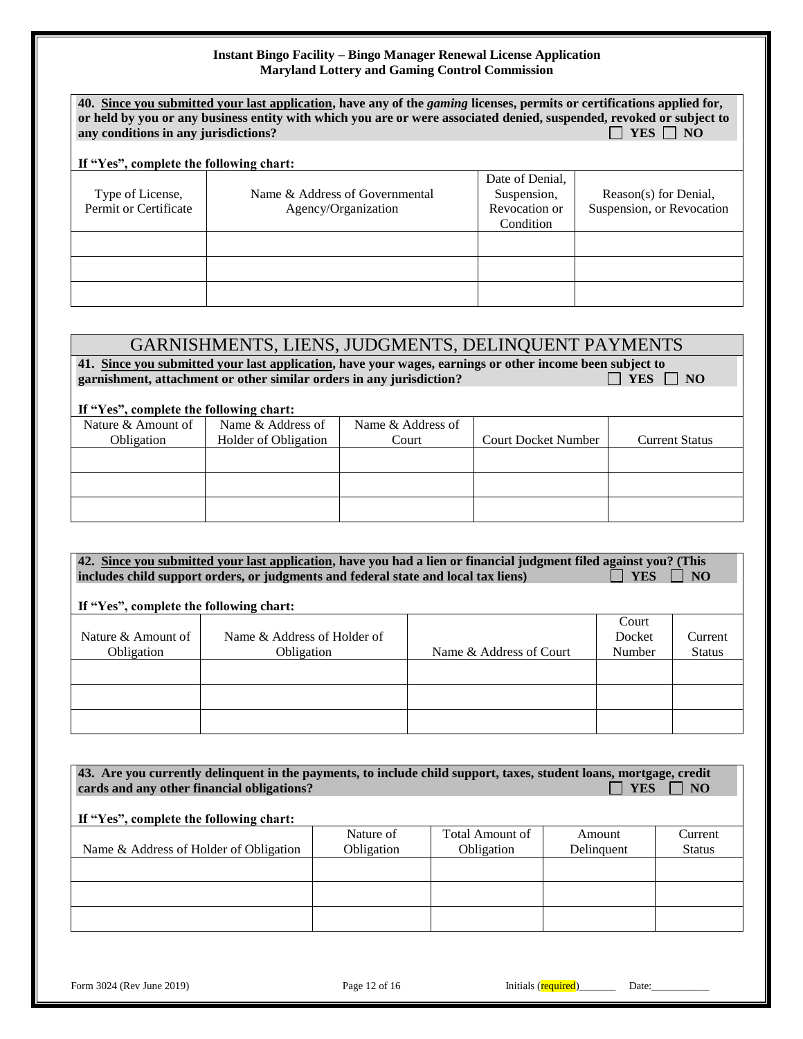**40. <u>Since you submitted your last application</u>, have any of the *gaming* licenses, permits or certifications applied for, or held by you or any business entity with which you are or were associated denied, suspended, revoked or subject to any conditions in any jurisdictions?** ☐ **YES** ☐ **NO**

**If "Yes", complete the following chart:**

| Type of License, Permit or Certificate | Name & Address of Governmental Agency/Organization | Date of Denial, Suspension, Revocation or Condition | Reason(s) for Denial, Suspension, or Revocation |
|---|---|---|---|
| | | | |
| | | | |
| | | | |

## GARNISHMENTS, LIENS, JUDGMENTS, DELINQUENT PAYMENTS

**41. <u>Since you submitted your last application</u>, have your wages, earnings or other income been subject to garnishment, attachment or other similar orders in any jurisdiction?** ☐ **YES** ☐ **NO**

**If "Yes", complete the following chart:**

| Nature & Amount of Obligation | Name & Address of Holder of Obligation | Name & Address of Court | Court Docket Number | Current Status |
|---|---|---|---|---|
| | | | | |
| | | | | |
| | | | | |

**42. <u>Since you submitted your last application</u>, have you had a lien or financial judgment filed against you? (This includes child support orders, or judgments and federal state and local tax liens)** ☐ **YES** ☐ **NO**

**If "Yes", complete the following chart:**

| Nature & Amount of Obligation | Name & Address of Holder of Obligation | Name & Address of Court | Court Docket Number | Current Status |
|---|---|---|---|---|
| | | | | |
| | | | | |
| | | | | |

**43. Are you currently delinquent in the payments, to include child support, taxes, student loans, mortgage, credit cards and any other financial obligations?** ☐ **YES** ☐ **NO**

**If "Yes", complete the following chart:**

| Name & Address of Holder of Obligation | Nature of Obligation | Total Amount of Obligation | Amount Delinquent | Current Status |
|---|---|---|---|---|
| | | | | |
| | | | | |
| | | | | |

Initials (required)_______ Date:___________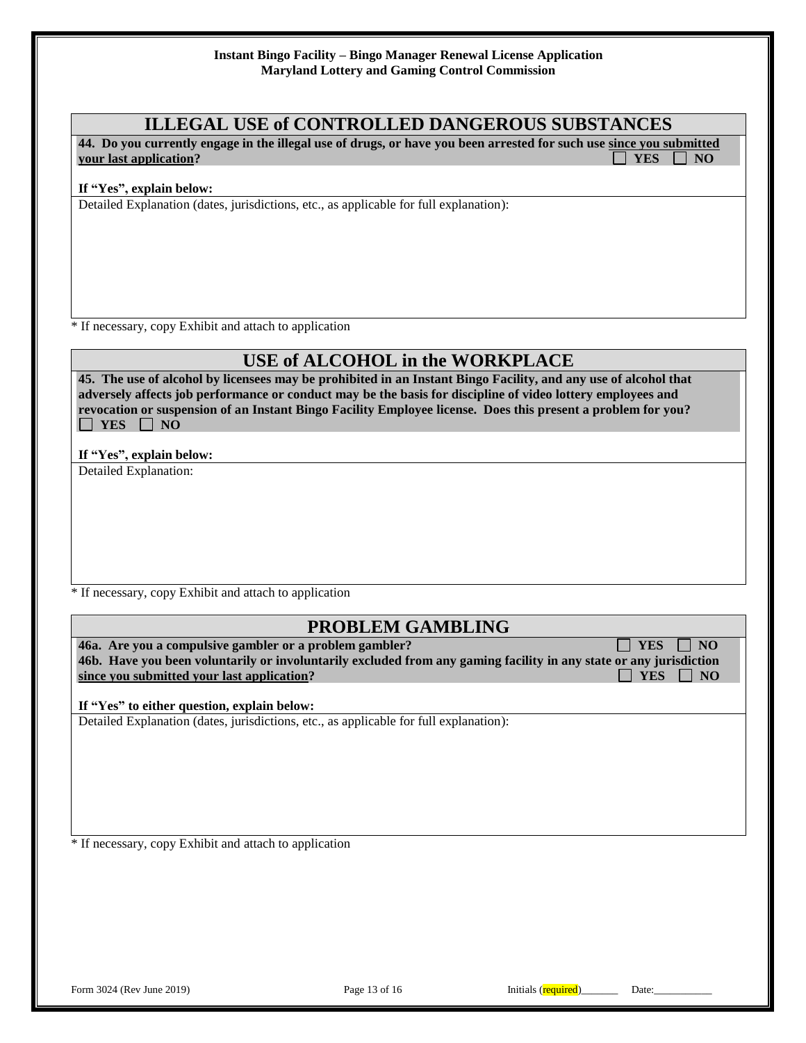## ILLEGAL USE of CONTROLLED DANGEROUS SUBSTANCES

**44. Do you currently engage in the illegal use of drugs, or have you been arrested for such use <u>since you submitted your last application</u>?** ☐ **YES** ☐ **NO**

**If "Yes", explain below:**

Detailed Explanation (dates, jurisdictions, etc., as applicable for full explanation):

* If necessary, copy Exhibit and attach to application

## USE of ALCOHOL in the WORKPLACE

**45. The use of alcohol by licensees may be prohibited in an Instant Bingo Facility, and any use of alcohol that adversely affects job performance or conduct may be the basis for discipline of video lottery employees and revocation or suspension of an Instant Bingo Facility Employee license. Does this present a problem for you?** ☐ **YES** ☐ **NO**

**If "Yes", explain below:**

Detailed Explanation:

* If necessary, copy Exhibit and attach to application

## PROBLEM GAMBLING

**46a. Are you a compulsive gambler or a problem gambler?** ☐ **YES** ☐ **NO**

**46b. Have you been voluntarily or involuntarily excluded from any gaming facility in any state or any jurisdiction <u>since you submitted your last application</u>?** ☐ **YES** ☐ **NO**

**If "Yes" to either question, explain below:**

Detailed Explanation (dates, jurisdictions, etc., as applicable for full explanation):

* If necessary, copy Exhibit and attach to application

Initials (required)_______ Date:___________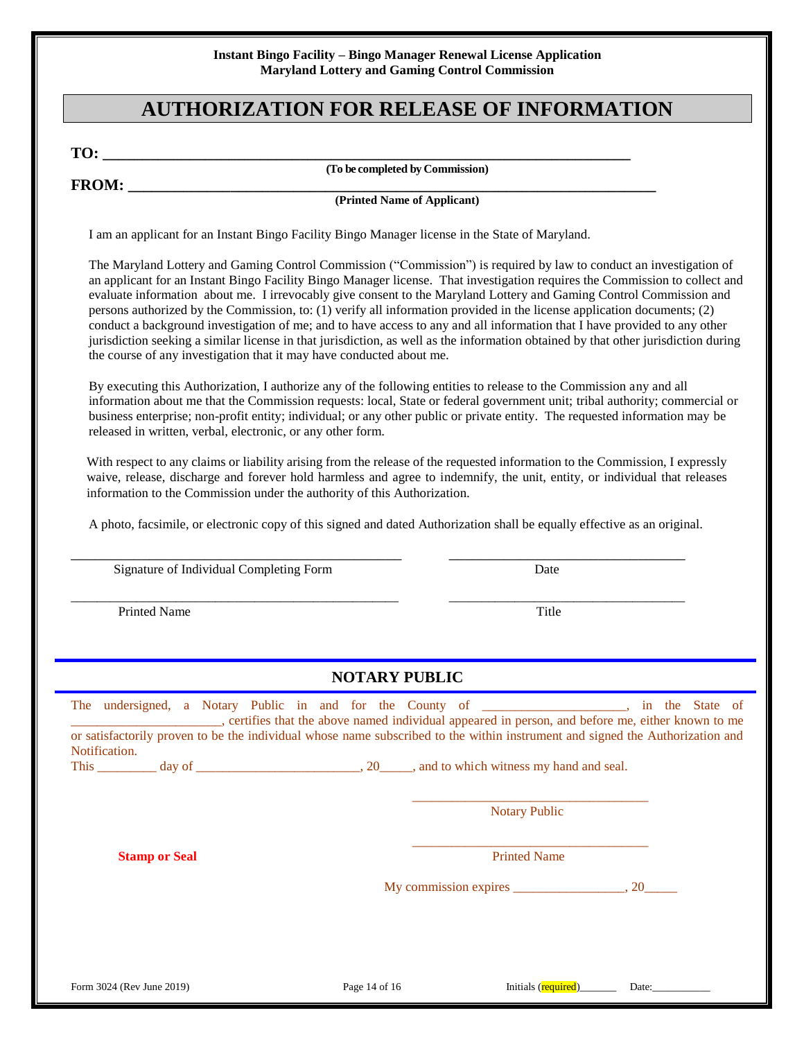**Instant Bingo Facility – Bingo Manager Renewal License Application**
**Maryland Lottery and Gaming Control Commission**

# AUTHORIZATION FOR RELEASE OF INFORMATION

**TO: ___________________________________________________________________**
**(To be completed by Commission)**

**FROM: ___________________________________________________________________**
**(Printed Name of Applicant)**

I am an applicant for an Instant Bingo Facility Bingo Manager license in the State of Maryland.

The Maryland Lottery and Gaming Control Commission ("Commission") is required by law to conduct an investigation of an applicant for an Instant Bingo Facility Bingo Manager license. That investigation requires the Commission to collect and evaluate information about me. I irrevocably give consent to the Maryland Lottery and Gaming Control Commission and persons authorized by the Commission, to: (1) verify all information provided in the license application documents; (2) conduct a background investigation of me; and to have access to any and all information that I have provided to any other jurisdiction seeking a similar license in that jurisdiction, as well as the information obtained by that other jurisdiction during the course of any investigation that it may have conducted about me.

By executing this Authorization, I authorize any of the following entities to release to the Commission any and all information about me that the Commission requests: local, State or federal government unit; tribal authority; commercial or business enterprise; non-profit entity; individual; or any other public or private entity. The requested information may be released in written, verbal, electronic, or any other form.

With respect to any claims or liability arising from the release of the requested information to the Commission, I expressly waive, release, discharge and forever hold harmless and agree to indemnify, the unit, entity, or individual that releases information to the Commission under the authority of this Authorization.

A photo, facsimile, or electronic copy of this signed and dated Authorization shall be equally effective as an original.

_______________________________________ _______________________________
Signature of Individual Completing Form Date

_______________________________________ _______________________________
Printed Name Title

## NOTARY PUBLIC

The undersigned, a Notary Public in and for the County of ____________________, in the State of ____________________, certifies that the above named individual appeared in person, and before me, either known to me or satisfactorily proven to be the individual whose name subscribed to the within instrument and signed the Authorization and Notification.

This _________ day of ________________________, 20_____, and to which witness my hand and seal.

_______________________________
Notary Public

**Stamp or Seal**

_______________________________
Printed Name

My commission expires ________________, 20_____

Form 3024 (Rev June 2019) Initials (required)_______ Date:___________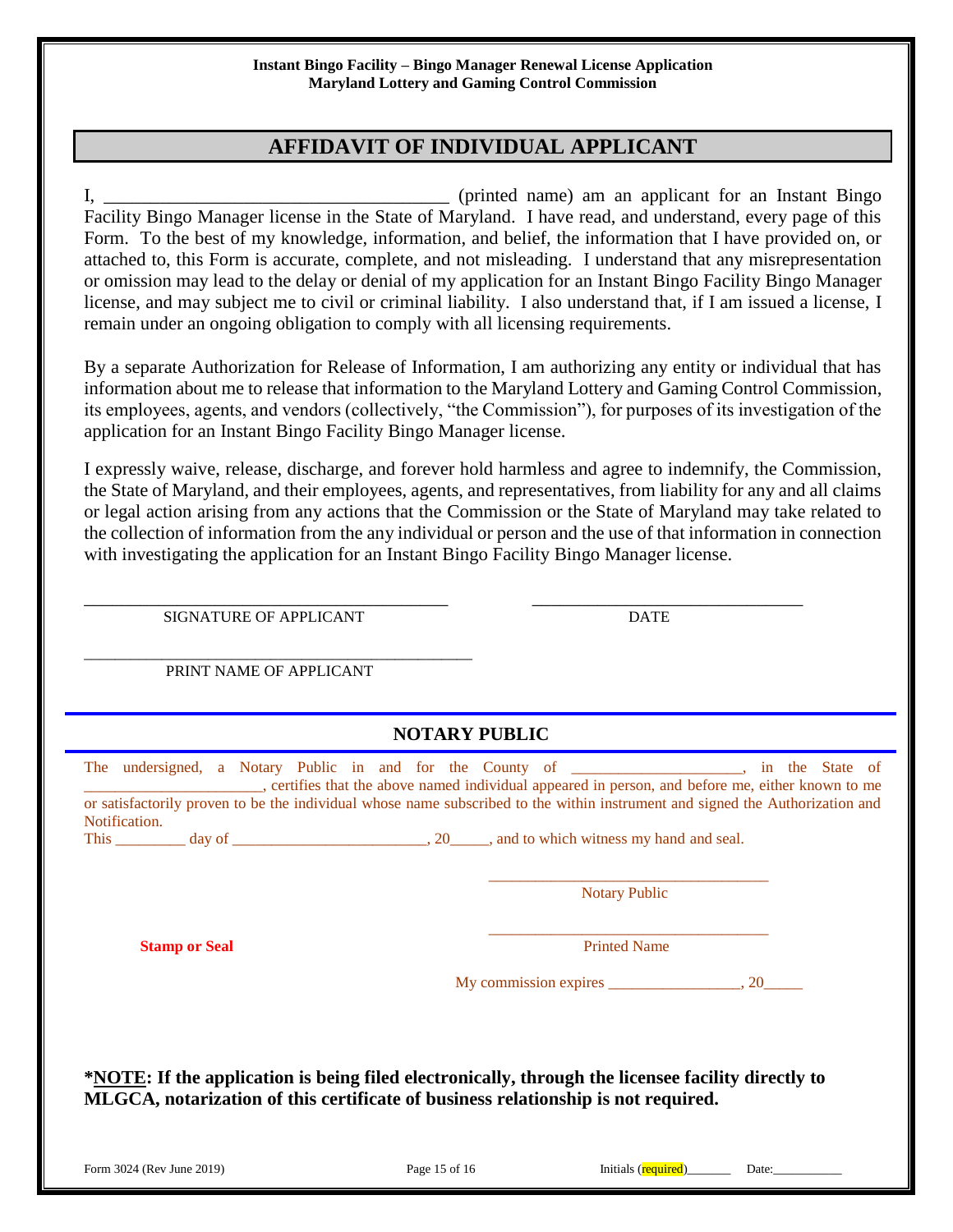## AFFIDAVIT OF INDIVIDUAL APPLICANT

I, ___________________________________ (printed name) am an applicant for an Instant Bingo Facility Bingo Manager license in the State of Maryland. I have read, and understand, every page of this Form. To the best of my knowledge, information, and belief, the information that I have provided on, or attached to, this Form is accurate, complete, and not misleading. I understand that any misrepresentation or omission may lead to the delay or denial of my application for an Instant Bingo Facility Bingo Manager license, and may subject me to civil or criminal liability. I also understand that, if I am issued a license, I remain under an ongoing obligation to comply with all licensing requirements.

By a separate Authorization for Release of Information, I am authorizing any entity or individual that has information about me to release that information to the Maryland Lottery and Gaming Control Commission, its employees, agents, and vendors (collectively, "the Commission"), for purposes of its investigation of the application for an Instant Bingo Facility Bingo Manager license.

I expressly waive, release, discharge, and forever hold harmless and agree to indemnify, the Commission, the State of Maryland, and their employees, agents, and representatives, from liability for any and all claims or legal action arising from any actions that the Commission or the State of Maryland may take related to the collection of information from the any individual or person and the use of that information in connection with investigating the application for an Instant Bingo Facility Bingo Manager license.

________________________________________ SIGNATURE OF APPLICANT

______________________________ DATE

___________________________________________ PRINT NAME OF APPLICANT

### NOTARY PUBLIC

The undersigned, a Notary Public in and for the County of ____________________, in the State of _____________________, certifies that the above named individual appeared in person, and before me, either known to me or satisfactorily proven to be the individual whose name subscribed to the within instrument and signed the Authorization and Notification.

This ________ day of ________________________, 20_____, and to which witness my hand and seal.

___________________________________ Notary Public

**Stamp or Seal**

___________________________________ Printed Name

My commission expires ________________, 20_____

***NOTE: If the application is being filed electronically, through the licensee facility directly to MLGCA, notarization of this certificate of business relationship is not required.**

Form 3024 (Rev June 2019) Initials (required)_______ Date:___________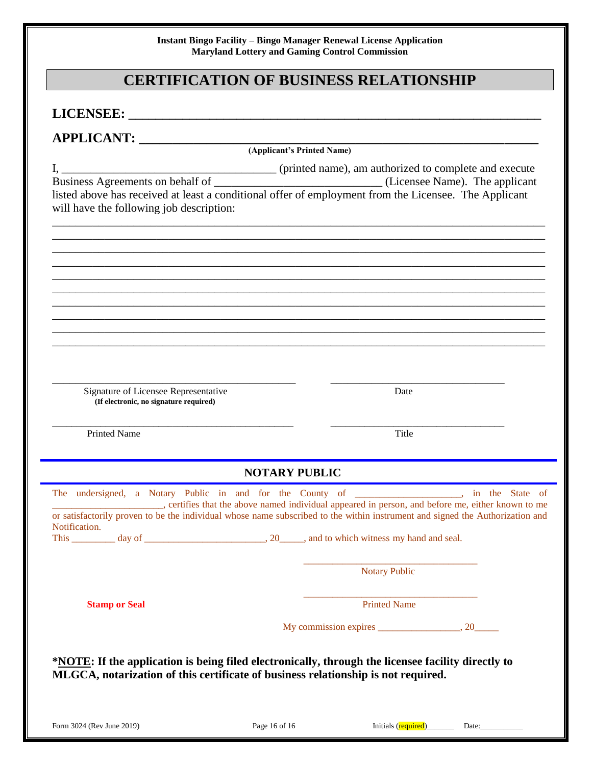# CERTIFICATION OF BUSINESS RELATIONSHIP

**LICENSEE:** ______________________________________________________________

**APPLICANT:** ______________________________________________________________
**(Applicant's Printed Name)**

I, ____________________________________ (printed name), am authorized to complete and execute Business Agreements on behalf of ____________________________ (Licensee Name). The applicant listed above has received at least a conditional offer of employment from the Licensee. The Applicant will have the following job description:

____________________________________________________________________________________
____________________________________________________________________________________
____________________________________________________________________________________
____________________________________________________________________________________
____________________________________________________________________________________
____________________________________________________________________________________
____________________________________________________________________________________
____________________________________________________________________________________
____________________________________________________________________________________
____________________________________________________________________________________

_____________________________________________ ________________________________
Signature of Licensee Representative Date
**(If electronic, no signature required)**

_____________________________________________ ________________________________
Printed Name Title

## NOTARY PUBLIC

The undersigned, a Notary Public in and for the County of _____________________, in the State of ______________________, certifies that the above named individual appeared in person, and before me, either known to me or satisfactorily proven to be the individual whose name subscribed to the within instrument and signed the Authorization and Notification.

This _________ day of _________________________, 20_____, and to which witness my hand and seal.

___________________________________
Notary Public

**Stamp or Seal**

___________________________________
Printed Name

My commission expires _________________, 20_____

***NOTE: If the application is being filed electronically, through the licensee facility directly to MLGCA, notarization of this certificate of business relationship is not required.**

Initials (required)_______ Date:___________